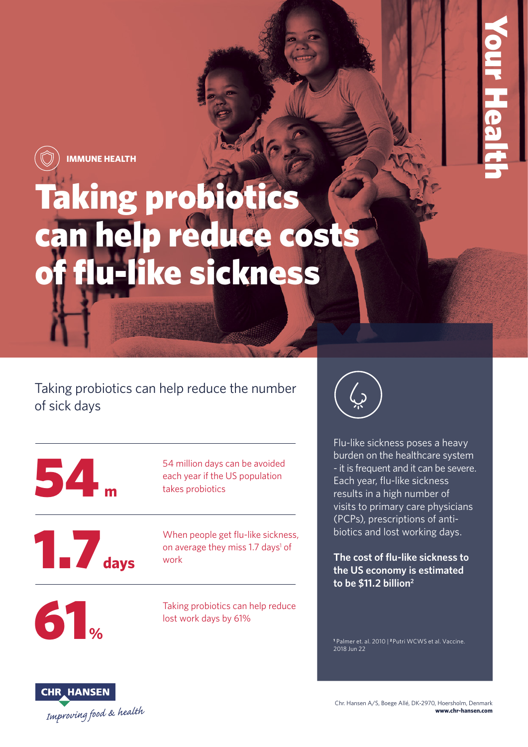Your Health

IMMUNE HEALTH

# Taking probiotics can help reduce costs of flu-like sickness

## Taking probiotics can help reduce the number of sick days

**54 m**

54 million days can be avoided each year if the US population takes probiotics

**1.7 days**

When people get flu-like sickness, on average they miss 1.7 days[1] of work

**61 %**

Taking probiotics can help reduce lost work days by 61%

Flu-like sickness poses a heavy burden on the healthcare system - it is frequent and it can be severe. Each year, flu-like sickness results in a high number of visits to primary care physicians (PCPs), prescriptions of anti-biotics and lost working days.

**The cost of flu-like sickness to the US economy is estimated to be $11.2 billion[2]**

[1] Palmer et. al. 2010 | [2] Putri WCWS et al. Vaccine. 2018 Jun 22

CHR HANSEN
*Improving food & health*

Chr. Hansen A/S, Boege Allé, DK-2970, Hoersholm, Denmark
**www.chr-hansen.com**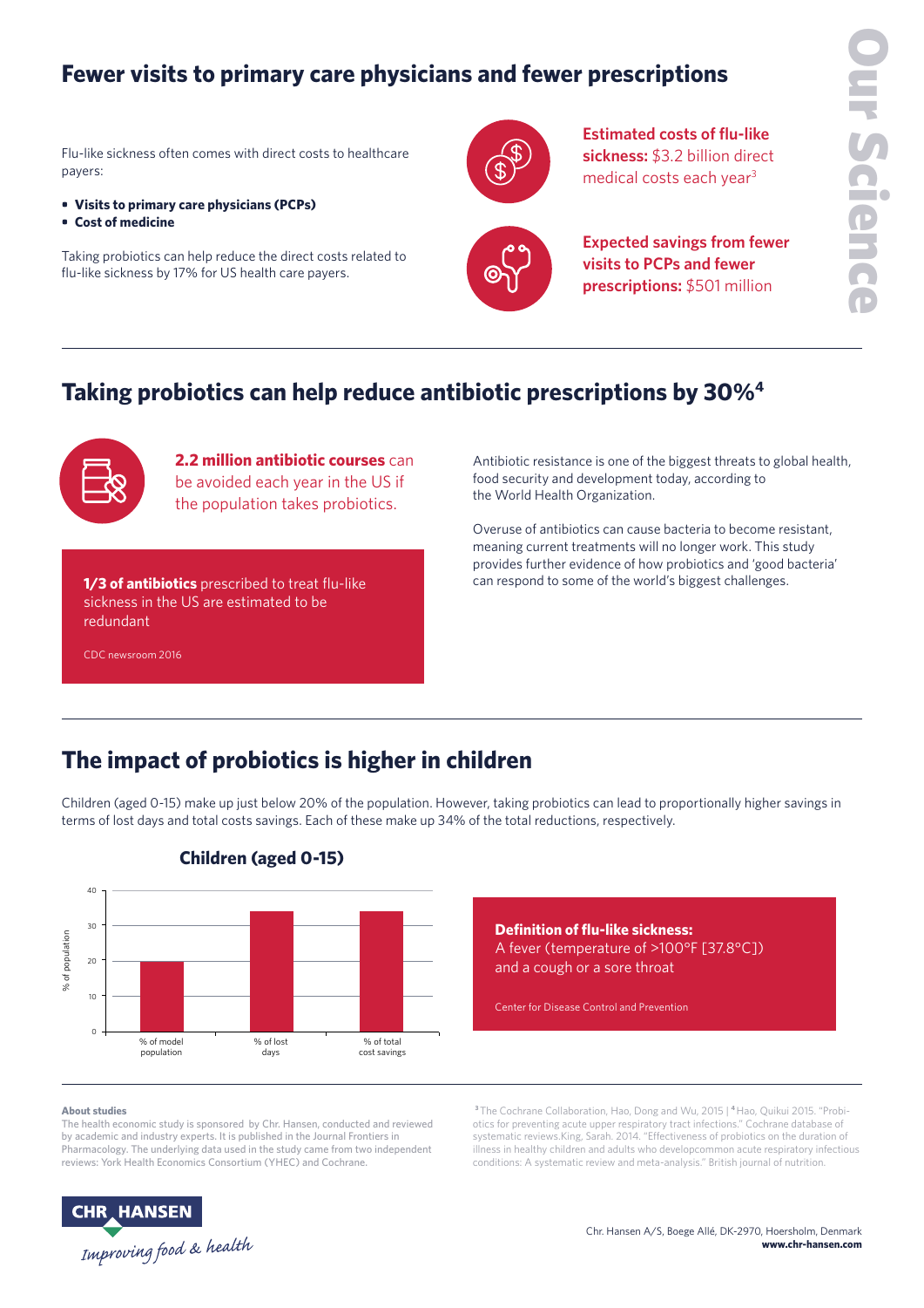## Fewer visits to primary care physicians and fewer prescriptions

Flu-like sickness often comes with direct costs to healthcare payers:

- **Visits to primary care physicians (PCPs)**
- **Cost of medicine**

Taking probiotics can help reduce the direct costs related to flu-like sickness by 17% for US health care payers.

**Estimated costs of flu-like sickness:** $3.2 billion direct medical costs each year[3]

**Expected savings from fewer visits to PCPs and fewer prescriptions:** $501 million

## Taking probiotics can help reduce antibiotic prescriptions by 30%[4]

**2.2 million antibiotic courses** can be avoided each year in the US if the population takes probiotics.

**1/3 of antibiotics** prescribed to treat flu-like sickness in the US are estimated to be redundant

CDC newsroom 2016

Antibiotic resistance is one of the biggest threats to global health, food security and development today, according to the World Health Organization.

Overuse of antibiotics can cause bacteria to become resistant, meaning current treatments will no longer work. This study provides further evidence of how probiotics and 'good bacteria' can respond to some of the world's biggest challenges.

## The impact of probiotics is higher in children

Children (aged 0-15) make up just below 20% of the population. However, taking probiotics can lead to proportionally higher savings in terms of lost days and total costs savings. Each of these make up 34% of the total reductions, respectively.

**Children (aged 0-15)**

% of population

0
10
20
30
40

% of model population
% of lost days
% of total cost savings

**Definition of flu-like sickness:**
A fever (temperature of >100°F [37.8°C]) and a cough or a sore throat

Center for Disease Control and Prevention

**About studies**
The health economic study is sponsored by Chr. Hansen, conducted and reviewed by academic and industry experts. It is published in the Journal Frontiers in Pharmacology. The underlying data used in the study came from two independent reviews: York Health Economics Consortium (YHEC) and Cochrane.

[3] The Cochrane Collaboration, Hao, Dong and Wu, 2015 | [4] Hao, Quikui 2015. "Probiotics for preventing acute upper respiratory tract infections." Cochrane database of systematic reviews.King, Sarah. 2014. "Effectiveness of probiotics on the duration of illness in healthy children and adults who developcommon acute respiratory infectious conditions: A systematic review and meta-analysis." British journal of nutrition.

CHR_HANSEN
*Improving food & health*

Chr. Hansen A/S, Boege Allé, DK-2970, Hoersholm, Denmark
**www.chr-hansen.com**